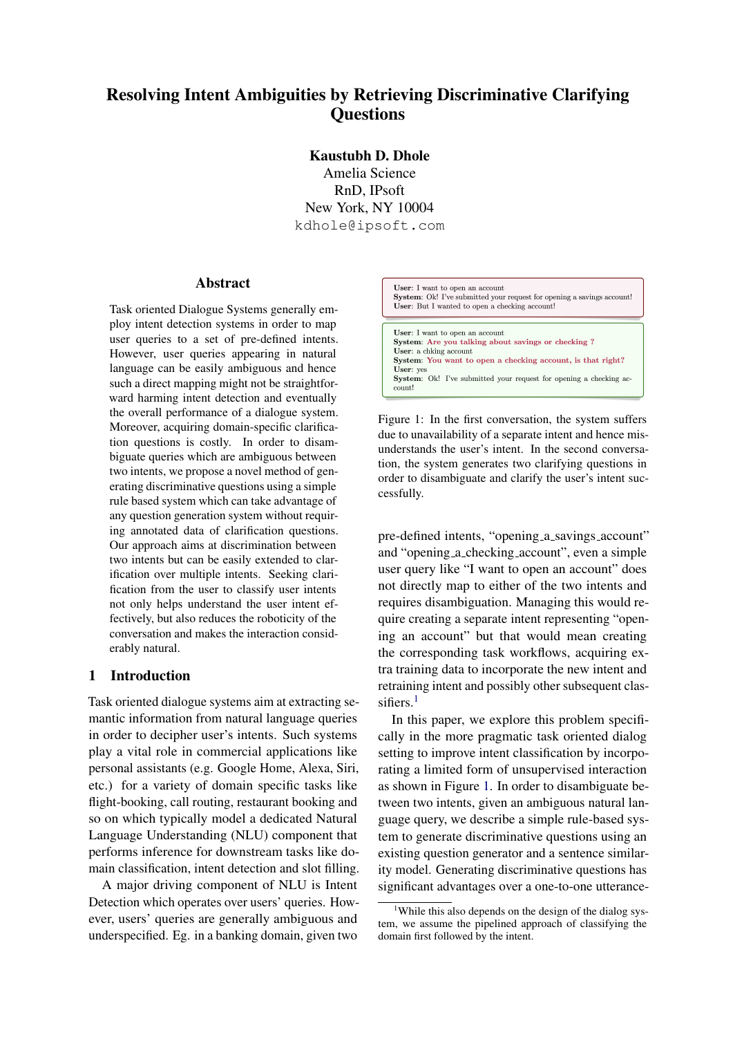# Resolving Intent Ambiguities by Retrieving Discriminative Clarifying Questions

**Kaustubh D. Dhole**
Amelia Science
RnD, IPsoft
New York, NY 10004
kdhole@ipsoft.com

## Abstract

Task oriented Dialogue Systems generally employ intent detection systems in order to map user queries to a set of pre-defined intents. However, user queries appearing in natural language can be easily ambiguous and hence such a direct mapping might not be straightforward harming intent detection and eventually the overall performance of a dialogue system. Moreover, acquiring domain-specific clarification questions is costly. In order to disambiguate queries which are ambiguous between two intents, we propose a novel method of generating discriminative questions using a simple rule based system which can take advantage of any question generation system without requiring annotated data of clarification questions. Our approach aims at discrimination between two intents but can be easily extended to clarification over multiple intents. Seeking clarification from the user to classify user intents not only helps understand the user intent effectively, but also reduces the roboticity of the conversation and makes the interaction considerably natural.

## 1 Introduction

Task oriented dialogue systems aim at extracting semantic information from natural language queries in order to decipher user's intents. Such systems play a vital role in commercial applications like personal assistants (e.g. Google Home, Alexa, Siri, etc.) for a variety of domain specific tasks like flight-booking, call routing, restaurant booking and so on which typically model a dedicated Natural Language Understanding (NLU) component that performs inference for downstream tasks like domain classification, intent detection and slot filling.

A major driving component of NLU is Intent Detection which operates over users' queries. However, users' queries are generally ambiguous and underspecified. Eg. in a banking domain, given two pre-defined intents, "opening_a_savings_account" and "opening_a_checking_account", even a simple user query like "I want to open an account" does not directly map to either of the two intents and requires disambiguation. Managing this would require creating a separate intent representing "opening an account" but that would mean creating the corresponding task workflows, acquiring extra training data to incorporate the new intent and retraining intent and possibly other subsequent classifiers.[1]

**User**: I want to open an account
**System**: Ok! I've submitted your request for opening a savings account!
**User**: But I wanted to open a checking account!

**User**: I want to open an account
**System**: Are you talking about savings or checking ?
**User**: a chking account
**System**: You want to open a checking account, is that right?
**User**: yes
**System**: Ok! I've submitted your request for opening a checking account!

Figure 1: In the first conversation, the system suffers due to unavailability of a separate intent and hence misunderstands the user's intent. In the second conversation, the system generates two clarifying questions in order to disambiguate and clarify the user's intent successfully.

In this paper, we explore this problem specifically in the more pragmatic task oriented dialog setting to improve intent classification by incorporating a limited form of unsupervised interaction as shown in Figure 1. In order to disambiguate between two intents, given an ambiguous natural language query, we describe a simple rule-based system to generate discriminative questions using an existing question generator and a sentence similarity model. Generating discriminative questions has significant advantages over a one-to-one utterance-

[1] While this also depends on the design of the dialog system, we assume the pipelined approach of classifying the domain first followed by the intent.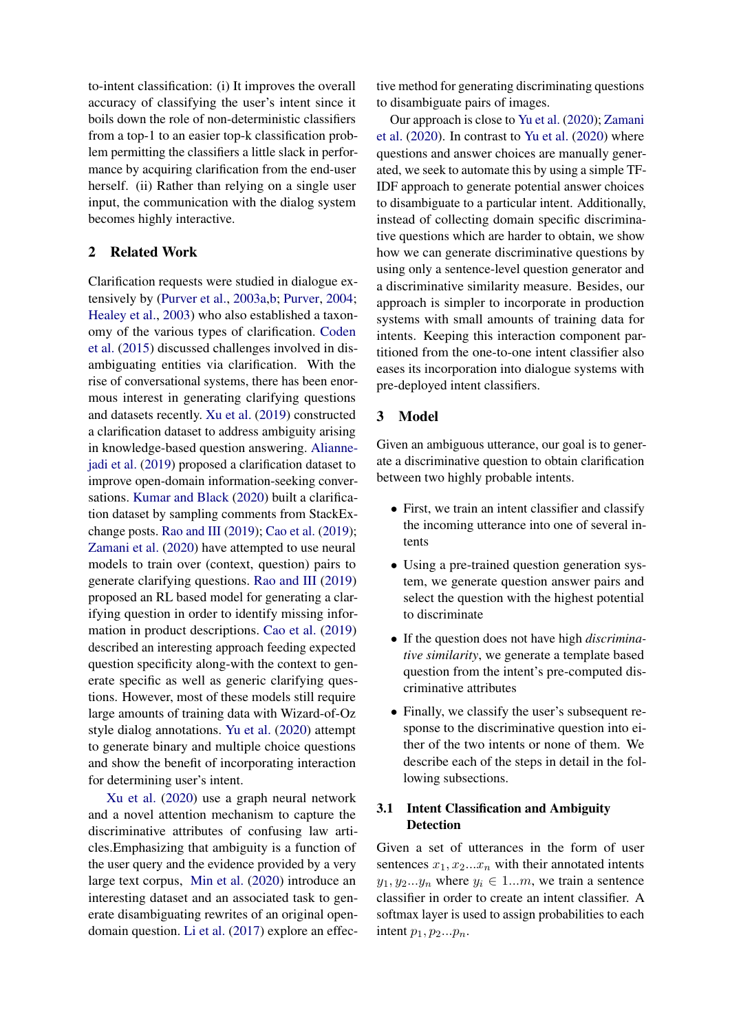to-intent classification: (i) It improves the overall accuracy of classifying the user's intent since it boils down the role of non-deterministic classifiers from a top-1 to an easier top-k classification problem permitting the classifiers a little slack in performance by acquiring clarification from the end-user herself. (ii) Rather than relying on a single user input, the communication with the dialog system becomes highly interactive.

## 2 Related Work

Clarification requests were studied in dialogue extensively by (Purver et al., 2003a,b; Purver, 2004; Healey et al., 2003) who also established a taxonomy of the various types of clarification. Coden et al. (2015) discussed challenges involved in disambiguating entities via clarification. With the rise of conversational systems, there has been enormous interest in generating clarifying questions and datasets recently. Xu et al. (2019) constructed a clarification dataset to address ambiguity arising in knowledge-based question answering. Aliannejadi et al. (2019) proposed a clarification dataset to improve open-domain information-seeking conversations. Kumar and Black (2020) built a clarification dataset by sampling comments from StackExchange posts. Rao and III (2019); Cao et al. (2019); Zamani et al. (2020) have attempted to use neural models to train over (context, question) pairs to generate clarifying questions. Rao and III (2019) proposed an RL based model for generating a clarifying question in order to identify missing information in product descriptions. Cao et al. (2019) described an interesting approach feeding expected question specificity along-with the context to generate specific as well as generic clarifying questions. However, most of these models still require large amounts of training data with Wizard-of-Oz style dialog annotations. Yu et al. (2020) attempt to generate binary and multiple choice questions and show the benefit of incorporating interaction for determining user's intent.

Xu et al. (2020) use a graph neural network and a novel attention mechanism to capture the discriminative attributes of confusing law articles.Emphasizing that ambiguity is a function of the user query and the evidence provided by a very large text corpus, Min et al. (2020) introduce an interesting dataset and an associated task to generate disambiguating rewrites of an original open-domain question. Li et al. (2017) explore an effective method for generating discriminating questions to disambiguate pairs of images.

Our approach is close to Yu et al. (2020); Zamani et al. (2020). In contrast to Yu et al. (2020) where questions and answer choices are manually generated, we seek to automate this by using a simple TF-IDF approach to generate potential answer choices to disambiguate to a particular intent. Additionally, instead of collecting domain specific discriminative questions which are harder to obtain, we show how we can generate discriminative questions by using only a sentence-level question generator and a discriminative similarity measure. Besides, our approach is simpler to incorporate in production systems with small amounts of training data for intents. Keeping this interaction component partitioned from the one-to-one intent classifier also eases its incorporation into dialogue systems with pre-deployed intent classifiers.

## 3 Model

Given an ambiguous utterance, our goal is to generate a discriminative question to obtain clarification between two highly probable intents.

- First, we train an intent classifier and classify the incoming utterance into one of several intents
- Using a pre-trained question generation system, we generate question answer pairs and select the question with the highest potential to discriminate
- If the question does not have high *discriminative similarity*, we generate a template based question from the intent's pre-computed discriminative attributes
- Finally, we classify the user's subsequent response to the discriminative question into either of the two intents or none of them. We describe each of the steps in detail in the following subsections.

### 3.1 Intent Classification and Ambiguity Detection

Given a set of utterances in the form of user sentences $x_1, x_2...x_n$ with their annotated intents $y_1, y_2...y_n$ where $y_i \in 1...m$, we train a sentence classifier in order to create an intent classifier. A softmax layer is used to assign probabilities to each intent $p_1, p_2...p_n$.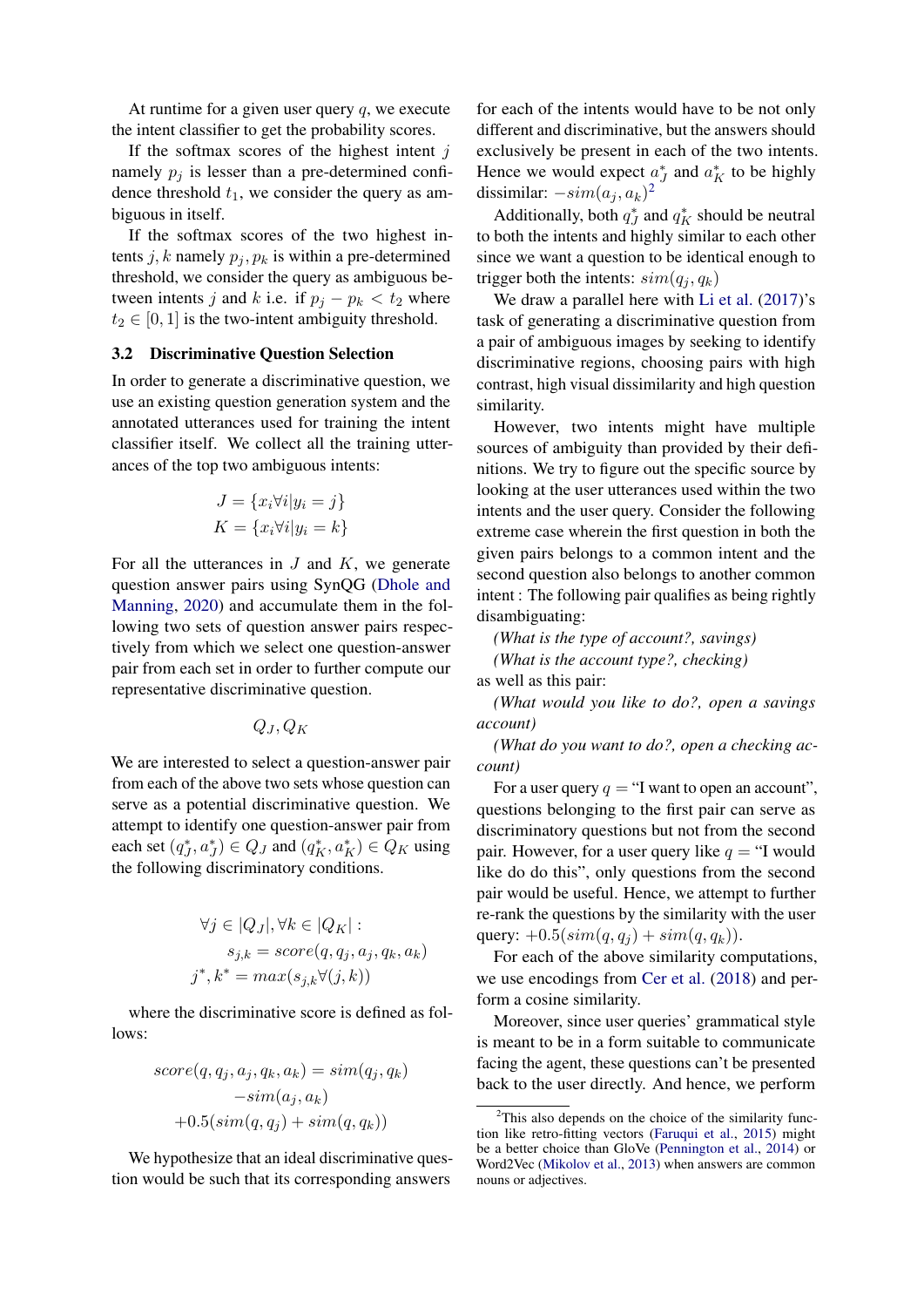At runtime for a given user query $q$, we execute the intent classifier to get the probability scores.

If the softmax scores of the highest intent $j$ namely $p_j$ is lesser than a pre-determined confidence threshold $t_1$, we consider the query as ambiguous in itself.

If the softmax scores of the two highest intents $j, k$ namely $p_j, p_k$ is within a pre-determined threshold, we consider the query as ambiguous between intents $j$ and $k$ i.e. if $p_j - p_k < t_2$ where $t_2 \in [0, 1]$ is the two-intent ambiguity threshold.

### 3.2 Discriminative Question Selection

In order to generate a discriminative question, we use an existing question generation system and the annotated utterances used for training the intent classifier itself. We collect all the training utterances of the top two ambiguous intents:

$$J = \{x_i \forall i | y_i = j\}$$
$$K = \{x_i \forall i | y_i = k\}$$

For all the utterances in $J$ and $K$, we generate question answer pairs using SynQG (Dhole and Manning, 2020) and accumulate them in the following two sets of question answer pairs respectively from which we select one question-answer pair from each set in order to further compute our representative discriminative question.

$$Q_J, Q_K$$

We are interested to select a question-answer pair from each of the above two sets whose question can serve as a potential discriminative question. We attempt to identify one question-answer pair from each set $(q_J^*, a_J^*) \in Q_J$ and $(q_K^*, a_K^*) \in Q_K$ using the following discriminatory conditions.

$$\forall j \in |Q_J|, \forall k \in |Q_K| :$$
$$s_{j,k} = score(q, q_j, a_j, q_k, a_k)$$
$$j^*, k^* = max(s_{j,k} \forall (j, k))$$

where the discriminative score is defined as follows:

$$score(q, q_j, a_j, q_k, a_k) = sim(q_j, q_k) - sim(a_j, a_k) + 0.5(sim(q, q_j) + sim(q, q_k))$$

We hypothesize that an ideal discriminative question would be such that its corresponding answers for each of the intents would have to be not only different and discriminative, but the answers should exclusively be present in each of the two intents. Hence we would expect $a_J^*$ and $a_K^*$ to be highly dissimilar: $-sim(a_j, a_k)$[2]

Additionally, both $q_J^*$ and $q_K^*$ should be neutral to both the intents and highly similar to each other since we want a question to be identical enough to trigger both the intents: $sim(q_j, q_k)$

We draw a parallel here with Li et al. (2017)'s task of generating a discriminative question from a pair of ambiguous images by seeking to identify discriminative regions, choosing pairs with high contrast, high visual dissimilarity and high question similarity.

However, two intents might have multiple sources of ambiguity than provided by their definitions. We try to figure out the specific source by looking at the user utterances used within the two intents and the user query. Consider the following extreme case wherein the first question in both the given pairs belongs to a common intent and the second question also belongs to another common intent : The following pair qualifies as being rightly disambiguating:

*(What is the type of account?, savings)*

*(What is the account type?, checking)*

as well as this pair:

*(What would you like to do?, open a savings account)*

*(What do you want to do?, open a checking account)*

For a user query $q$ = "I want to open an account", questions belonging to the first pair can serve as discriminatory questions but not from the second pair. However, for a user query like $q$ = "I would like do do this", only questions from the second pair would be useful. Hence, we attempt to further re-rank the questions by the similarity with the user query: $+0.5(sim(q, q_j) + sim(q, q_k))$.

For each of the above similarity computations, we use encodings from Cer et al. (2018) and perform a cosine similarity.

Moreover, since user queries' grammatical style is meant to be in a form suitable to communicate facing the agent, these questions can't be presented back to the user directly. And hence, we perform

[2] This also depends on the choice of the similarity function like retro-fitting vectors (Faruqui et al., 2015) might be a better choice than GloVe (Pennington et al., 2014) or Word2Vec (Mikolov et al., 2013) when answers are common nouns or adjectives.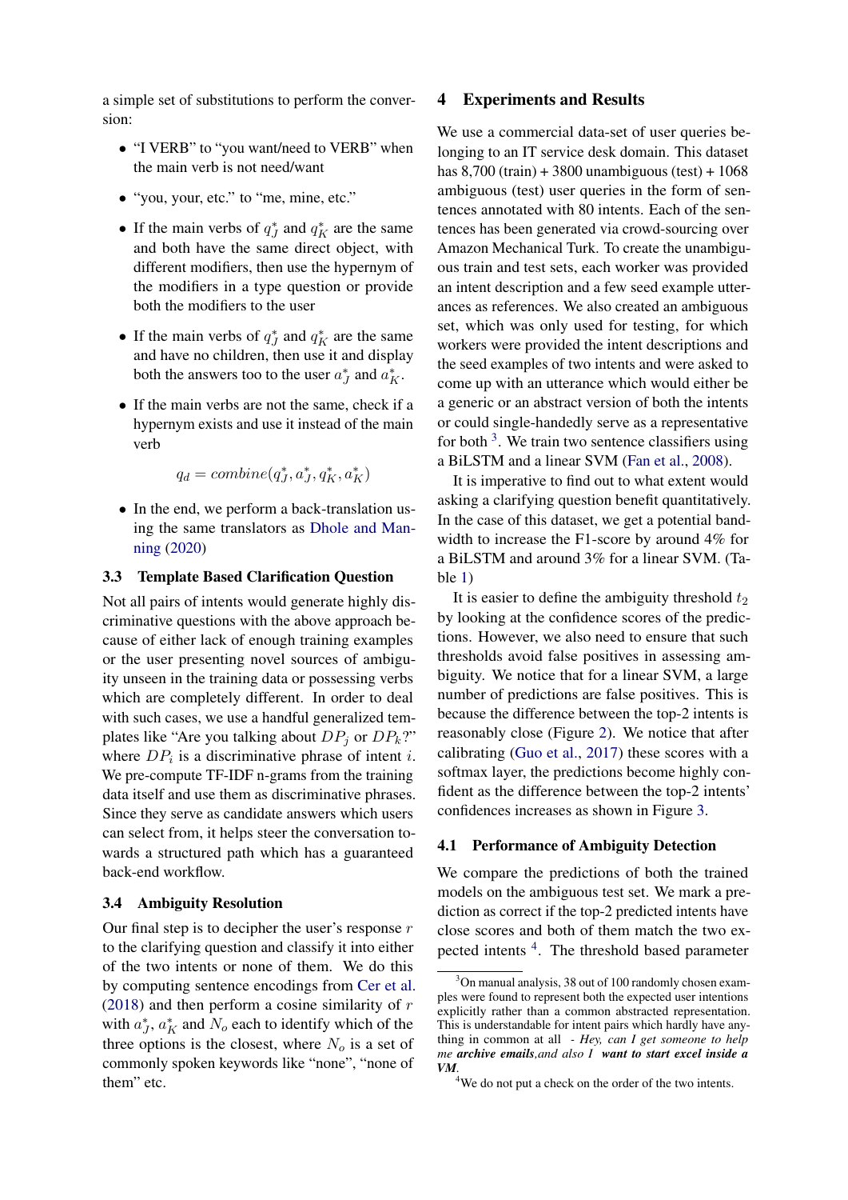a simple set of substitutions to perform the conversion:

- "I VERB" to "you want/need to VERB" when the main verb is not need/want
- "you, your, etc." to "me, mine, etc."
- If the main verbs of $q_J^*$ and $q_K^*$ are the same and both have the same direct object, with different modifiers, then use the hypernym of the modifiers in a type question or provide both the modifiers to the user
- If the main verbs of $q_J^*$ and $q_K^*$ are the same and have no children, then use it and display both the answers too to the user $a_J^*$ and $a_K^*$.
- If the main verbs are not the same, check if a hypernym exists and use it instead of the main verb

$$q_d = combine(q_J^*, a_J^*, q_K^*, a_K^*)$$

- In the end, we perform a back-translation using the same translators as Dhole and Manning (2020)

### 3.3 Template Based Clarification Question

Not all pairs of intents would generate highly discriminative questions with the above approach because of either lack of enough training examples or the user presenting novel sources of ambiguity unseen in the training data or possessing verbs which are completely different. In order to deal with such cases, we use a handful generalized templates like "Are you talking about $DP_j$ or $DP_k$?" where $DP_i$ is a discriminative phrase of intent $i$. We pre-compute TF-IDF n-grams from the training data itself and use them as discriminative phrases. Since they serve as candidate answers which users can select from, it helps steer the conversation towards a structured path which has a guaranteed back-end workflow.

### 3.4 Ambiguity Resolution

Our final step is to decipher the user's response $r$ to the clarifying question and classify it into either of the two intents or none of them. We do this by computing sentence encodings from Cer et al. (2018) and then perform a cosine similarity of $r$ with $a_J^*$, $a_K^*$ and $N_o$ each to identify which of the three options is the closest, where $N_o$ is a set of commonly spoken keywords like "none", "none of them" etc.

## 4 Experiments and Results

We use a commercial data-set of user queries belonging to an IT service desk domain. This dataset has 8,700 (train) + 3800 unambiguous (test) + 1068 ambiguous (test) user queries in the form of sentences annotated with 80 intents. Each of the sentences has been generated via crowd-sourcing over Amazon Mechanical Turk. To create the unambiguous train and test sets, each worker was provided an intent description and a few seed example utterances as references. We also created an ambiguous set, which was only used for testing, for which workers were provided the intent descriptions and the seed examples of two intents and were asked to come up with an utterance which would either be a generic or an abstract version of both the intents or could single-handedly serve as a representative for both [3]. We train two sentence classifiers using a BiLSTM and a linear SVM (Fan et al., 2008).

It is imperative to find out to what extent would asking a clarifying question benefit quantitatively. In the case of this dataset, we get a potential bandwidth to increase the F1-score by around 4% for a BiLSTM and around 3% for a linear SVM. (Table 1)

It is easier to define the ambiguity threshold $t_2$ by looking at the confidence scores of the predictions. However, we also need to ensure that such thresholds avoid false positives in assessing ambiguity. We notice that for a linear SVM, a large number of predictions are false positives. This is because the difference between the top-2 intents is reasonably close (Figure 2). We notice that after calibrating (Guo et al., 2017) these scores with a softmax layer, the predictions become highly confident as the difference between the top-2 intents' confidences increases as shown in Figure 3.

### 4.1 Performance of Ambiguity Detection

We compare the predictions of both the trained models on the ambiguous test set. We mark a prediction as correct if the top-2 predicted intents have close scores and both of them match the two expected intents [4]. The threshold based parameter

[3] On manual analysis, 38 out of 100 randomly chosen examples were found to represent both the expected user intentions explicitly rather than a common abstracted representation. This is understandable for intent pairs which hardly have anything in common at all - *Hey, can I get someone to help me* ***archive emails****,and also I* ***want to start excel inside a VM****.*

[4] We do not put a check on the order of the two intents.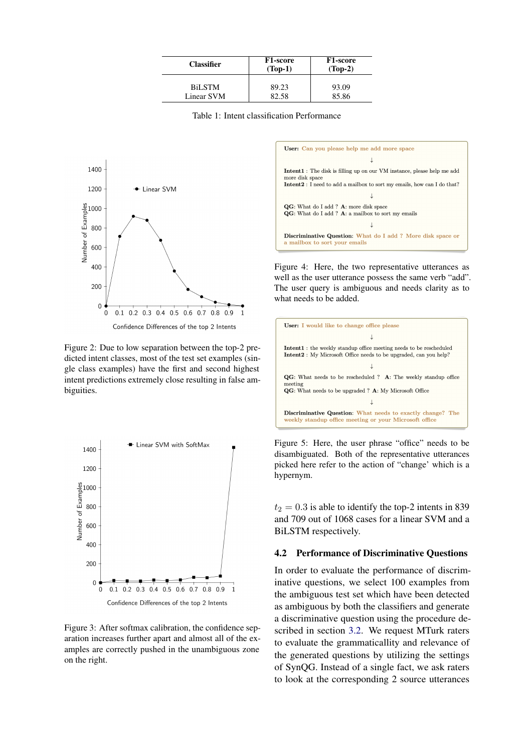| Classifier | F1-score (Top-1) | F1-score (Top-2) |
|---|---|---|
| BiLSTM | 89.23 | 93.09 |
| Linear SVM | 82.58 | 85.86 |

Table 1: Intent classification Performance

Figure 2: Due to low separation between the top-2 predicted intent classes, most of the test set examples (single class examples) have the first and second highest intent predictions extremely close resulting in false ambiguities.

Figure 3: After softmax calibration, the confidence separation increases further apart and almost all of the examples are correctly pushed in the unambiguous zone on the right.

**User:** Can you please help me add more space

↓

**Intent1** : The disk is filling up on our VM instance, please help me add more disk space
**Intent2** : I need to add a mailbox to sort my emails, how can I do that?

↓

**QG**: What do I add ? **A**: more disk space
**QG**: What do I add ? **A**: a mailbox to sort my emails

↓

**Discriminative Question**: What do I add ? More disk space or a mailbox to sort your emails

Figure 4: Here, the two representative utterances as well as the user utterance possess the same verb "add". The user query is ambiguous and needs clarity as to what needs to be added.

**User:** I would like to change office please

↓

**Intent1** : the weekly standup office meeting needs to be rescheduled
**Intent2** : My Microsoft Office needs to be upgraded, can you help?

↓

**QG**: What needs to be rescheduled ? **A**: The weekly standup office meeting
**QG**: What needs to be upgraded ? **A**: My Microsoft Office

↓

**Discriminative Question**: What needs to exactly change? The weekly standup office meeting or your Microsoft office

Figure 5: Here, the user phrase "office" needs to be disambiguated. Both of the representative utterances picked here refer to the action of "change' which is a hypernym.

$t_2 = 0.3$ is able to identify the top-2 intents in 839 and 709 out of 1068 cases for a linear SVM and a BiLSTM respectively.

### 4.2 Performance of Discriminative Questions

In order to evaluate the performance of discriminative questions, we select 100 examples from the ambiguous test set which have been detected as ambiguous by both the classifiers and generate a discriminative question using the procedure described in section 3.2. We request MTurk raters to evaluate the grammaticallity and relevance of the generated questions by utilizing the settings of SynQG. Instead of a single fact, we ask raters to look at the corresponding 2 source utterances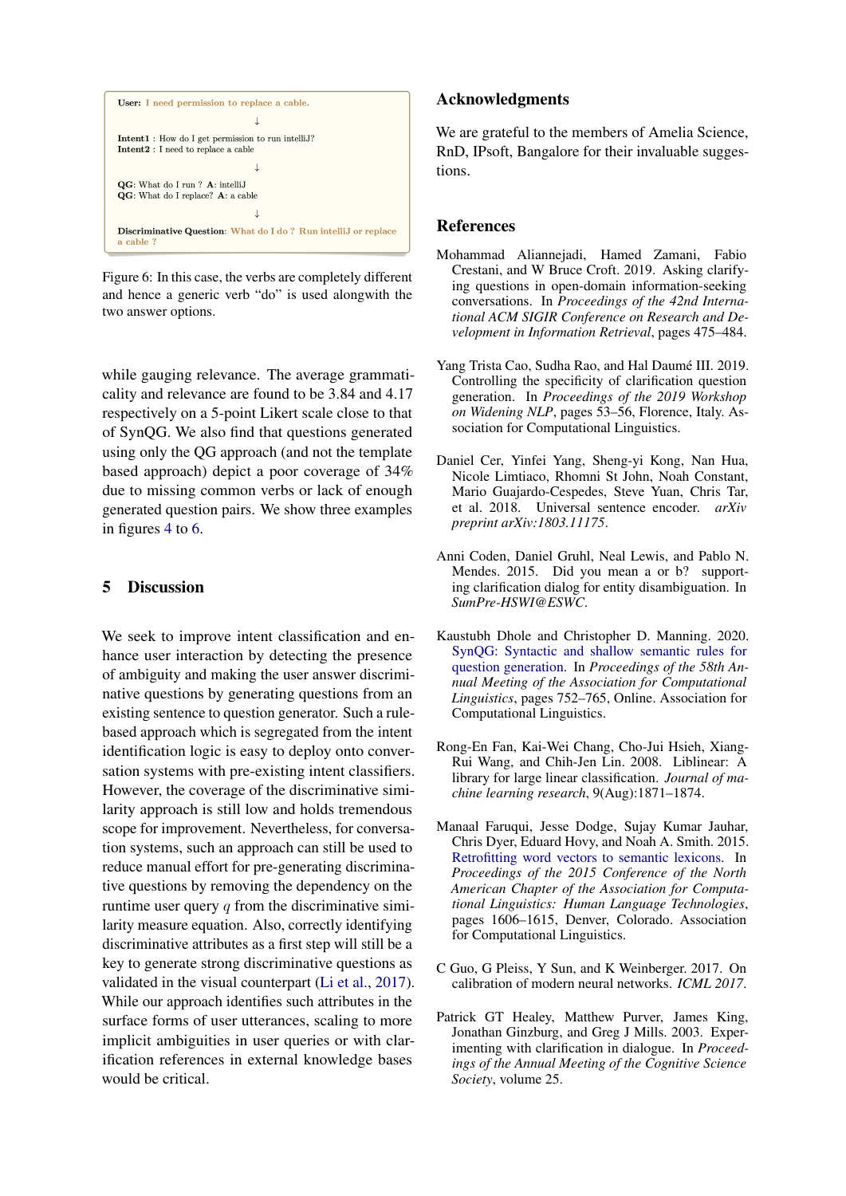User: I need permission to replace a cable.

↓

**Intent1** : How do I get permission to run intelliJ?
**Intent2** : I need to replace a cable

↓

**QG**: What do I run ? **A**: intelliJ
**QG**: What do I replace? **A**: a cable

↓

**Discriminative Question**: What do I do ? Run intelliJ or replace a cable ?

Figure 6: In this case, the verbs are completely different and hence a generic verb "do" is used alongwith the two answer options.

while gauging relevance. The average grammaticality and relevance are found to be 3.84 and 4.17 respectively on a 5-point Likert scale close to that of SynQG. We also find that questions generated using only the QG approach (and not the template based approach) depict a poor coverage of 34% due to missing common verbs or lack of enough generated question pairs. We show three examples in figures 4 to 6.

## 5 Discussion

We seek to improve intent classification and enhance user interaction by detecting the presence of ambiguity and making the user answer discriminative questions by generating questions from an existing sentence to question generator. Such a rule-based approach which is segregated from the intent identification logic is easy to deploy onto conversation systems with pre-existing intent classifiers. However, the coverage of the discriminative similarity approach is still low and holds tremendous scope for improvement. Nevertheless, for conversation systems, such an approach can still be used to reduce manual effort for pre-generating discriminative questions by removing the dependency on the runtime user query $q$ from the discriminative similarity measure equation. Also, correctly identifying discriminative attributes as a first step will still be a key to generate strong discriminative questions as validated in the visual counterpart (Li et al., 2017). While our approach identifies such attributes in the surface forms of user utterances, scaling to more implicit ambiguities in user queries or with clarification references in external knowledge bases would be critical.

## Acknowledgments

We are grateful to the members of Amelia Science, RnD, IPsoft, Bangalore for their invaluable suggestions.

## References

Mohammad Aliannejadi, Hamed Zamani, Fabio Crestani, and W Bruce Croft. 2019. Asking clarifying questions in open-domain information-seeking conversations. In *Proceedings of the 42nd International ACM SIGIR Conference on Research and Development in Information Retrieval*, pages 475–484.

Yang Trista Cao, Sudha Rao, and Hal Daumé III. 2019. Controlling the specificity of clarification question generation. In *Proceedings of the 2019 Workshop on Widening NLP*, pages 53–56, Florence, Italy. Association for Computational Linguistics.

Daniel Cer, Yinfei Yang, Sheng-yi Kong, Nan Hua, Nicole Limtiaco, Rhomni St John, Noah Constant, Mario Guajardo-Cespedes, Steve Yuan, Chris Tar, et al. 2018. Universal sentence encoder. *arXiv preprint arXiv:1803.11175*.

Anni Coden, Daniel Gruhl, Neal Lewis, and Pablo N. Mendes. 2015. Did you mean a or b? supporting clarification dialog for entity disambiguation. In *SumPre-HSWI@ESWC*.

Kaustubh Dhole and Christopher D. Manning. 2020. SynQG: Syntactic and shallow semantic rules for question generation. In *Proceedings of the 58th Annual Meeting of the Association for Computational Linguistics*, pages 752–765, Online. Association for Computational Linguistics.

Rong-En Fan, Kai-Wei Chang, Cho-Jui Hsieh, Xiang-Rui Wang, and Chih-Jen Lin. 2008. Liblinear: A library for large linear classification. *Journal of machine learning research*, 9(Aug):1871–1874.

Manaal Faruqui, Jesse Dodge, Sujay Kumar Jauhar, Chris Dyer, Eduard Hovy, and Noah A. Smith. 2015. Retrofitting word vectors to semantic lexicons. In *Proceedings of the 2015 Conference of the North American Chapter of the Association for Computational Linguistics: Human Language Technologies*, pages 1606–1615, Denver, Colorado. Association for Computational Linguistics.

C Guo, G Pleiss, Y Sun, and K Weinberger. 2017. On calibration of modern neural networks. *ICML 2017*.

Patrick GT Healey, Matthew Purver, James King, Jonathan Ginzburg, and Greg J Mills. 2003. Experimenting with clarification in dialogue. In *Proceedings of the Annual Meeting of the Cognitive Science Society*, volume 25.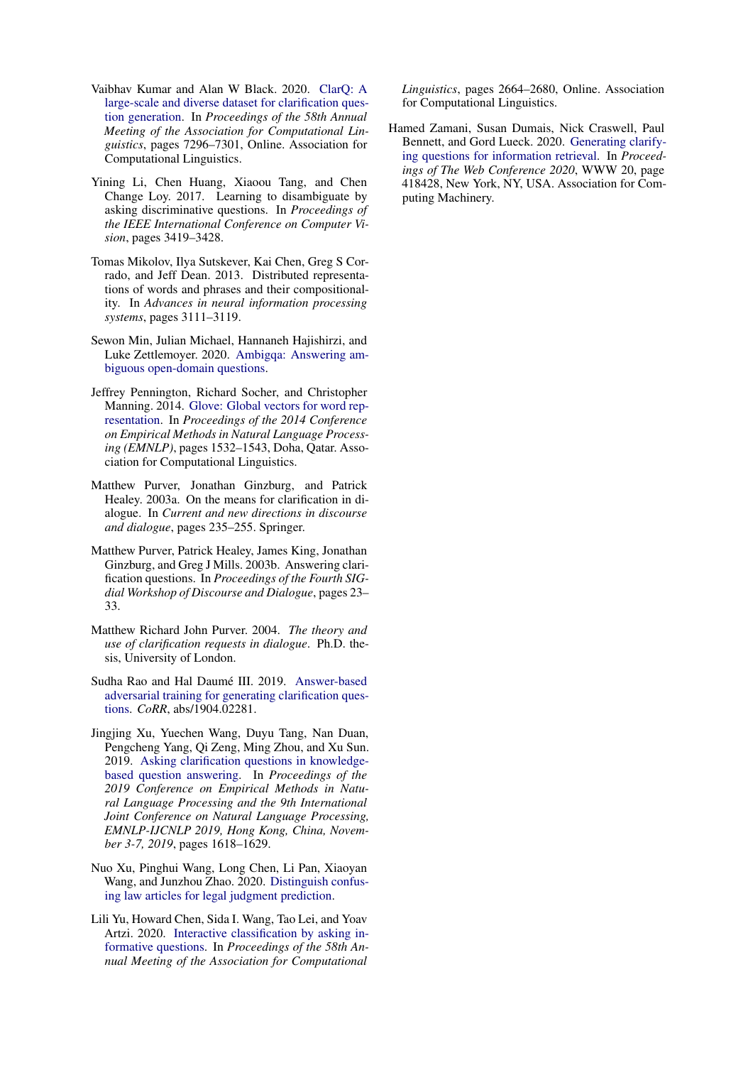Vaibhav Kumar and Alan W Black. 2020. ClarQ: A large-scale and diverse dataset for clarification question generation. In *Proceedings of the 58th Annual Meeting of the Association for Computational Linguistics*, pages 7296–7301, Online. Association for Computational Linguistics.

Yining Li, Chen Huang, Xiaoou Tang, and Chen Change Loy. 2017. Learning to disambiguate by asking discriminative questions. In *Proceedings of the IEEE International Conference on Computer Vision*, pages 3419–3428.

Tomas Mikolov, Ilya Sutskever, Kai Chen, Greg S Corrado, and Jeff Dean. 2013. Distributed representations of words and phrases and their compositionality. In *Advances in neural information processing systems*, pages 3111–3119.

Sewon Min, Julian Michael, Hannaneh Hajishirzi, and Luke Zettlemoyer. 2020. Ambigqa: Answering ambiguous open-domain questions.

Jeffrey Pennington, Richard Socher, and Christopher Manning. 2014. Glove: Global vectors for word representation. In *Proceedings of the 2014 Conference on Empirical Methods in Natural Language Processing (EMNLP)*, pages 1532–1543, Doha, Qatar. Association for Computational Linguistics.

Matthew Purver, Jonathan Ginzburg, and Patrick Healey. 2003a. On the means for clarification in dialogue. In *Current and new directions in discourse and dialogue*, pages 235–255. Springer.

Matthew Purver, Patrick Healey, James King, Jonathan Ginzburg, and Greg J Mills. 2003b. Answering clarification questions. In *Proceedings of the Fourth SIGdial Workshop of Discourse and Dialogue*, pages 23–33.

Matthew Richard John Purver. 2004. *The theory and use of clarification requests in dialogue*. Ph.D. thesis, University of London.

Sudha Rao and Hal Daumé III. 2019. Answer-based adversarial training for generating clarification questions. *CoRR*, abs/1904.02281.

Jingjing Xu, Yuechen Wang, Duyu Tang, Nan Duan, Pengcheng Yang, Qi Zeng, Ming Zhou, and Xu Sun. 2019. Asking clarification questions in knowledge-based question answering. In *Proceedings of the 2019 Conference on Empirical Methods in Natural Language Processing and the 9th International Joint Conference on Natural Language Processing, EMNLP-IJCNLP 2019, Hong Kong, China, November 3-7, 2019*, pages 1618–1629.

Nuo Xu, Pinghui Wang, Long Chen, Li Pan, Xiaoyan Wang, and Junzhou Zhao. 2020. Distinguish confusing law articles for legal judgment prediction.

Lili Yu, Howard Chen, Sida I. Wang, Tao Lei, and Yoav Artzi. 2020. Interactive classification by asking informative questions. In *Proceedings of the 58th Annual Meeting of the Association for Computational Linguistics*, pages 2664–2680, Online. Association for Computational Linguistics.

Hamed Zamani, Susan Dumais, Nick Craswell, Paul Bennett, and Gord Lueck. 2020. Generating clarifying questions for information retrieval. In *Proceedings of The Web Conference 2020*, WWW 20, page 418428, New York, NY, USA. Association for Computing Machinery.